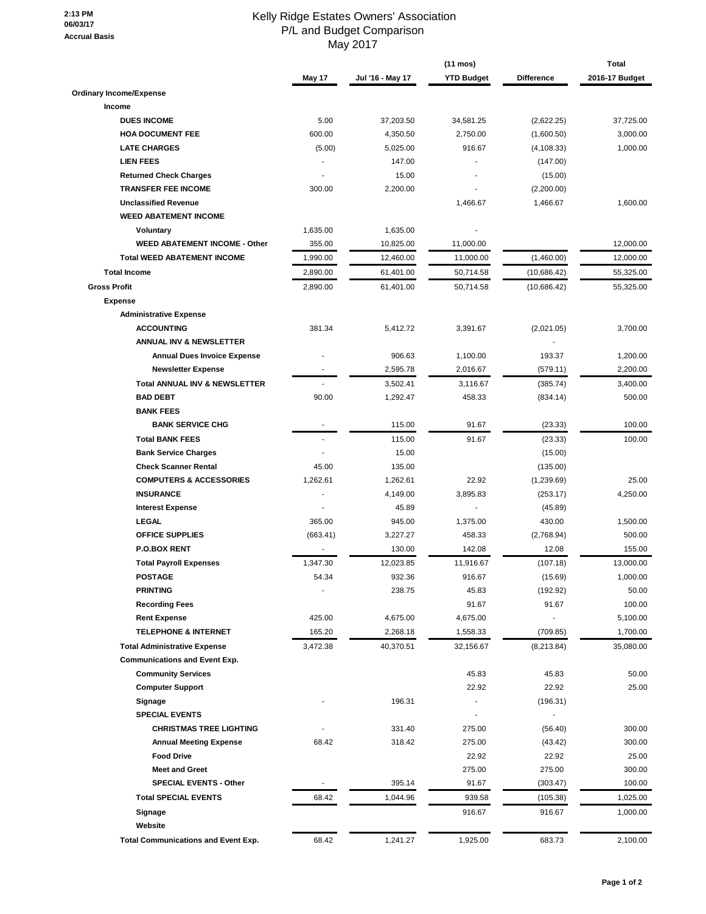2:13 PM
06/03/17
Accrual Basis

# Kelly Ridge Estates Owners' Association
## P/L and Budget Comparison
### May 2017

| | May 17 | Jul '16 - May 17 | (11 mos) YTD Budget | Difference | Total 2016-17 Budget |
|---|---|---|---|---|---|
| **Ordinary Income/Expense** | | | | | |
| **Income** | | | | | |
| **DUES INCOME** | 5.00 | 37,203.50 | 34,581.25 | (2,622.25) | 37,725.00 |
| **HOA DOCUMENT FEE** | 600.00 | 4,350.50 | 2,750.00 | (1,600.50) | 3,000.00 |
| **LATE CHARGES** | (5.00) | 5,025.00 | 916.67 | (4,108.33) | 1,000.00 |
| **LIEN FEES** | - | 147.00 | - | (147.00) | |
| **Returned Check Charges** | - | 15.00 | - | (15.00) | |
| **TRANSFER FEE INCOME** | 300.00 | 2,200.00 | - | (2,200.00) | |
| **Unclassified Revenue** | | | 1,466.67 | 1,466.67 | 1,600.00 |
| **WEED ABATEMENT INCOME** | | | | | |
| **Voluntary** | 1,635.00 | 1,635.00 | - | | |
| **WEED ABATEMENT INCOME - Other** | 355.00 | 10,825.00 | 11,000.00 | | 12,000.00 |
| **Total WEED ABATEMENT INCOME** | 1,990.00 | 12,460.00 | 11,000.00 | (1,460.00) | 12,000.00 |
| **Total Income** | 2,890.00 | 61,401.00 | 50,714.58 | (10,686.42) | 55,325.00 |
| **Gross Profit** | 2,890.00 | 61,401.00 | 50,714.58 | (10,686.42) | 55,325.00 |
| **Expense** | | | | | |
| **Administrative Expense** | | | | | |
| **ACCOUNTING** | 381.34 | 5,412.72 | 3,391.67 | (2,021.05) | 3,700.00 |
| **ANNUAL INV & NEWSLETTER** | | | | - | |
| **Annual Dues Invoice Expense** | - | 906.63 | 1,100.00 | 193.37 | 1,200.00 |
| **Newsletter Expense** | - | 2,595.78 | 2,016.67 | (579.11) | 2,200.00 |
| **Total ANNUAL INV & NEWSLETTER** | - | 3,502.41 | 3,116.67 | (385.74) | 3,400.00 |
| **BAD DEBT** | 90.00 | 1,292.47 | 458.33 | (834.14) | 500.00 |
| **BANK FEES** | | | | | |
| **BANK SERVICE CHG** | - | 115.00 | 91.67 | (23.33) | 100.00 |
| **Total BANK FEES** | - | 115.00 | 91.67 | (23.33) | 100.00 |
| **Bank Service Charges** | - | 15.00 | | (15.00) | |
| **Check Scanner Rental** | 45.00 | 135.00 | | (135.00) | |
| **COMPUTERS & ACCESSORIES** | 1,262.61 | 1,262.61 | 22.92 | (1,239.69) | 25.00 |
| **INSURANCE** | - | 4,149.00 | 3,895.83 | (253.17) | 4,250.00 |
| **Interest Expense** | - | 45.89 | - | (45.89) | |
| **LEGAL** | 365.00 | 945.00 | 1,375.00 | 430.00 | 1,500.00 |
| **OFFICE SUPPLIES** | (663.41) | 3,227.27 | 458.33 | (2,768.94) | 500.00 |
| **P.O.BOX RENT** | - | 130.00 | 142.08 | 12.08 | 155.00 |
| **Total Payroll Expenses** | 1,347.30 | 12,023.85 | 11,916.67 | (107.18) | 13,000.00 |
| **POSTAGE** | 54.34 | 932.36 | 916.67 | (15.69) | 1,000.00 |
| **PRINTING** | - | 238.75 | 45.83 | (192.92) | 50.00 |
| **Recording Fees** | | | 91.67 | 91.67 | 100.00 |
| **Rent Expense** | 425.00 | 4,675.00 | 4,675.00 | - | 5,100.00 |
| **TELEPHONE & INTERNET** | 165.20 | 2,268.18 | 1,558.33 | (709.85) | 1,700.00 |
| **Total Administrative Expense** | 3,472.38 | 40,370.51 | 32,156.67 | (8,213.84) | 35,080.00 |
| **Communications and Event Exp.** | | | | | |
| **Community Services** | | | 45.83 | 45.83 | 50.00 |
| **Computer Support** | | | 22.92 | 22.92 | 25.00 |
| **Signage** | - | 196.31 | - | (196.31) | |
| **SPECIAL EVENTS** | | | - | - | |
| **CHRISTMAS TREE LIGHTING** | - | 331.40 | 275.00 | (56.40) | 300.00 |
| **Annual Meeting Expense** | 68.42 | 318.42 | 275.00 | (43.42) | 300.00 |
| **Food Drive** | | | 22.92 | 22.92 | 25.00 |
| **Meet and Greet** | | | 275.00 | 275.00 | 300.00 |
| **SPECIAL EVENTS - Other** | - | 395.14 | 91.67 | (303.47) | 100.00 |
| **Total SPECIAL EVENTS** | 68.42 | 1,044.96 | 939.58 | (105.38) | 1,025.00 |
| **Signage** | | | 916.67 | 916.67 | 1,000.00 |
| **Website** | | | | | |
| **Total Communications and Event Exp.** | 68.42 | 1,241.27 | 1,925.00 | 683.73 | 2,100.00 |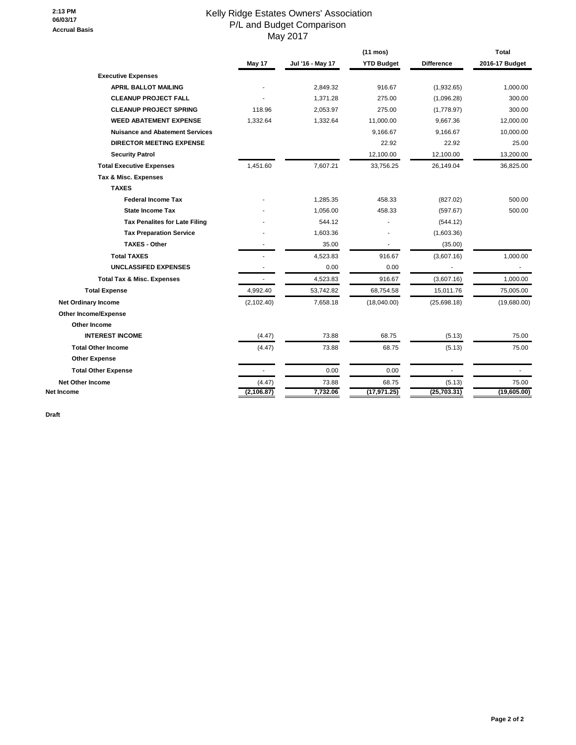2:13 PM
06/03/17
Accrual Basis

# Kelly Ridge Estates Owners' Association
## P/L and Budget Comparison
### May 2017

| | May 17 | Jul '16 - May 17 | (11 mos) YTD Budget | Difference | Total 2016-17 Budget |
|---|---|---|---|---|---|
| **Executive Expenses** | | | | | |
| **APRIL BALLOT MAILING** | - | 2,849.32 | 916.67 | (1,932.65) | 1,000.00 |
| **CLEANUP PROJECT FALL** | - | 1,371.28 | 275.00 | (1,096.28) | 300.00 |
| **CLEANUP PROJECT SPRING** | 118.96 | 2,053.97 | 275.00 | (1,778.97) | 300.00 |
| **WEED ABATEMENT EXPENSE** | 1,332.64 | 1,332.64 | 11,000.00 | 9,667.36 | 12,000.00 |
| **Nuisance and Abatement Services** | | | 9,166.67 | 9,166.67 | 10,000.00 |
| **DIRECTOR MEETING EXPENSE** | | | 22.92 | 22.92 | 25.00 |
| **Security Patrol** | | | 12,100.00 | 12,100.00 | 13,200.00 |
| **Total Executive Expenses** | 1,451.60 | 7,607.21 | 33,756.25 | 26,149.04 | 36,825.00 |
| **Tax & Misc. Expenses** | | | | | |
| **TAXES** | | | | | |
| **Federal Income Tax** | - | 1,285.35 | 458.33 | (827.02) | 500.00 |
| **State Income Tax** | - | 1,056.00 | 458.33 | (597.67) | 500.00 |
| **Tax Penalites for Late Filing** | - | 544.12 | - | (544.12) | |
| **Tax Preparation Service** | - | 1,603.36 | - | (1,603.36) | |
| **TAXES - Other** | - | 35.00 | - | (35.00) | |
| **Total TAXES** | - | 4,523.83 | 916.67 | (3,607.16) | 1,000.00 |
| **UNCLASSIFED EXPENSES** | - | 0.00 | 0.00 | - | - |
| **Total Tax & Misc. Expenses** | - | 4,523.83 | 916.67 | (3,607.16) | 1,000.00 |
| **Total Expense** | 4,992.40 | 53,742.82 | 68,754.58 | 15,011.76 | 75,005.00 |
| **Net Ordinary Income** | (2,102.40) | 7,658.18 | (18,040.00) | (25,698.18) | (19,680.00) |
| **Other Income/Expense** | | | | | |
| **Other Income** | | | | | |
| **INTEREST INCOME** | (4.47) | 73.88 | 68.75 | (5.13) | 75.00 |
| **Total Other Income** | (4.47) | 73.88 | 68.75 | (5.13) | 75.00 |
| **Other Expense** | | | | | |
| **Total Other Expense** | - | 0.00 | 0.00 | - | - |
| **Net Other Income** | (4.47) | 73.88 | 68.75 | (5.13) | 75.00 |
| **Net Income** | (2,106.87) | 7,732.06 | (17,971.25) | (25,703.31) | (19,605.00) |

**Draft**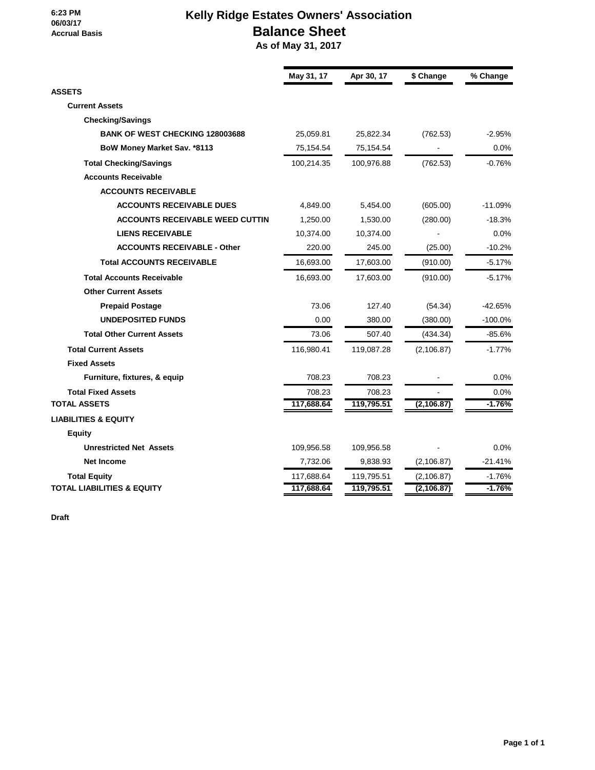6:23 PM
06/03/17
Accrual Basis

# Kelly Ridge Estates Owners' Association
## Balance Sheet
### As of May 31, 2017

| | May 31, 17 | Apr 30, 17 | $ Change | % Change |
|---|---|---|---|---|
| **ASSETS** | | | | |
| **Current Assets** | | | | |
| **Checking/Savings** | | | | |
| **BANK OF WEST CHECKING 128003688** | 25,059.81 | 25,822.34 | (762.53) | -2.95% |
| **BoW Money Market Sav. *8113** | 75,154.54 | 75,154.54 | - | 0.0% |
| **Total Checking/Savings** | 100,214.35 | 100,976.88 | (762.53) | -0.76% |
| **Accounts Receivable** | | | | |
| **ACCOUNTS RECEIVABLE** | | | | |
| **ACCOUNTS RECEIVABLE DUES** | 4,849.00 | 5,454.00 | (605.00) | -11.09% |
| **ACCOUNTS RECEIVABLE WEED CUTTIN** | 1,250.00 | 1,530.00 | (280.00) | -18.3% |
| **LIENS RECEIVABLE** | 10,374.00 | 10,374.00 | - | 0.0% |
| **ACCOUNTS RECEIVABLE - Other** | 220.00 | 245.00 | (25.00) | -10.2% |
| **Total ACCOUNTS RECEIVABLE** | 16,693.00 | 17,603.00 | (910.00) | -5.17% |
| **Total Accounts Receivable** | 16,693.00 | 17,603.00 | (910.00) | -5.17% |
| **Other Current Assets** | | | | |
| **Prepaid Postage** | 73.06 | 127.40 | (54.34) | -42.65% |
| **UNDEPOSITED FUNDS** | 0.00 | 380.00 | (380.00) | -100.0% |
| **Total Other Current Assets** | 73.06 | 507.40 | (434.34) | -85.6% |
| **Total Current Assets** | 116,980.41 | 119,087.28 | (2,106.87) | -1.77% |
| **Fixed Assets** | | | | |
| **Furniture, fixtures, & equip** | 708.23 | 708.23 | - | 0.0% |
| **Total Fixed Assets** | 708.23 | 708.23 | - | 0.0% |
| **TOTAL ASSETS** | 117,688.64 | 119,795.51 | (2,106.87) | -1.76% |
| **LIABILITIES & EQUITY** | | | | |
| **Equity** | | | | |
| **Unrestricted Net Assets** | 109,956.58 | 109,956.58 | - | 0.0% |
| **Net Income** | 7,732.06 | 9,838.93 | (2,106.87) | -21.41% |
| **Total Equity** | 117,688.64 | 119,795.51 | (2,106.87) | -1.76% |
| **TOTAL LIABILITIES & EQUITY** | 117,688.64 | 119,795.51 | (2,106.87) | -1.76% |

**Draft**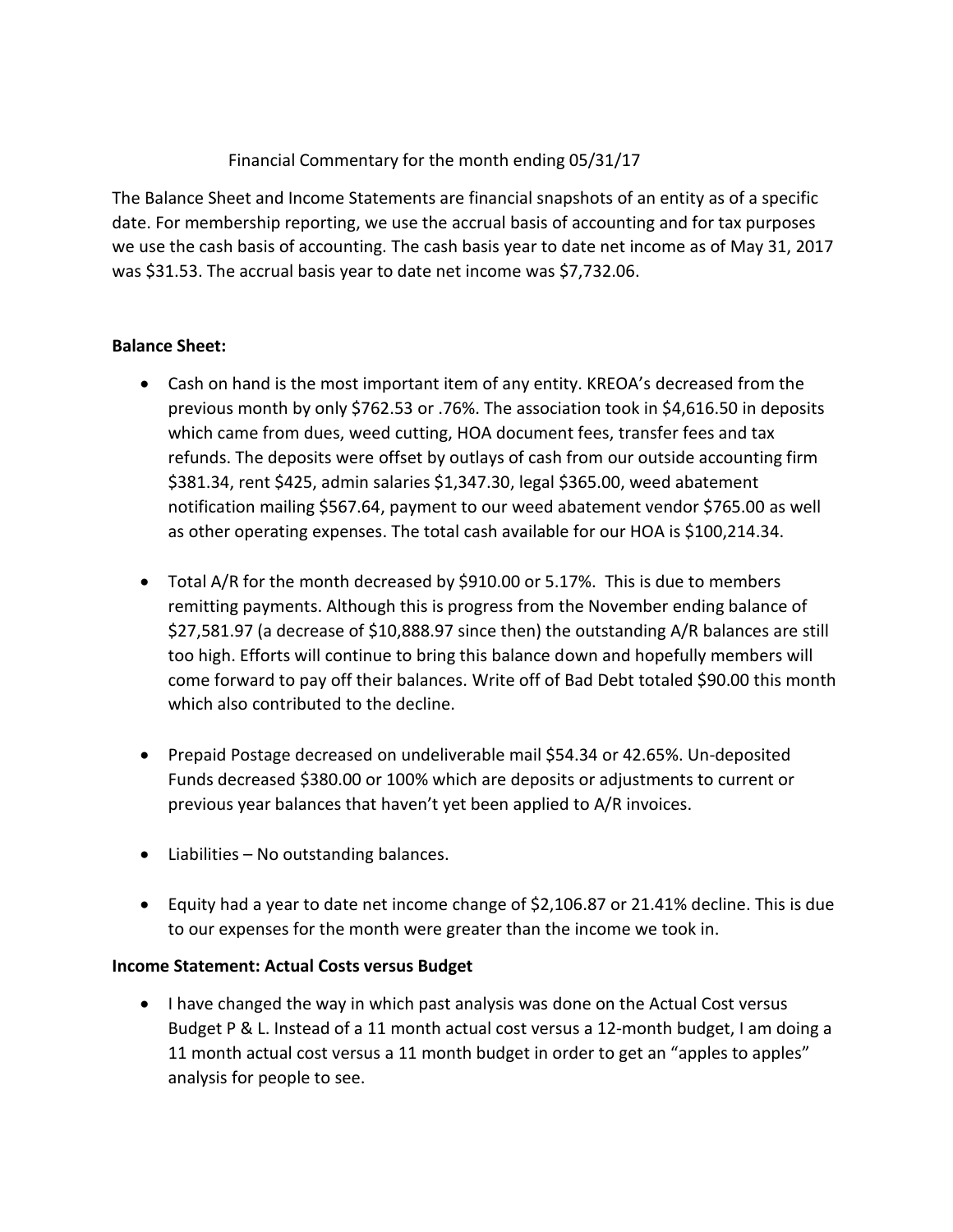Financial Commentary for the month ending 05/31/17

The Balance Sheet and Income Statements are financial snapshots of an entity as of a specific date. For membership reporting, we use the accrual basis of accounting and for tax purposes we use the cash basis of accounting. The cash basis year to date net income as of May 31, 2017 was $31.53. The accrual basis year to date net income was $7,732.06.

**Balance Sheet:**

- Cash on hand is the most important item of any entity. KREOA's decreased from the previous month by only $762.53 or .76%. The association took in $4,616.50 in deposits which came from dues, weed cutting, HOA document fees, transfer fees and tax refunds. The deposits were offset by outlays of cash from our outside accounting firm $381.34, rent $425, admin salaries $1,347.30, legal $365.00, weed abatement notification mailing $567.64, payment to our weed abatement vendor $765.00 as well as other operating expenses. The total cash available for our HOA is $100,214.34.

- Total A/R for the month decreased by $910.00 or 5.17%. This is due to members remitting payments. Although this is progress from the November ending balance of $27,581.97 (a decrease of $10,888.97 since then) the outstanding A/R balances are still too high. Efforts will continue to bring this balance down and hopefully members will come forward to pay off their balances. Write off of Bad Debt totaled $90.00 this month which also contributed to the decline.

- Prepaid Postage decreased on undeliverable mail $54.34 or 42.65%. Un-deposited Funds decreased $380.00 or 100% which are deposits or adjustments to current or previous year balances that haven't yet been applied to A/R invoices.

- Liabilities – No outstanding balances.

- Equity had a year to date net income change of $2,106.87 or 21.41% decline. This is due to our expenses for the month were greater than the income we took in.

**Income Statement: Actual Costs versus Budget**

- I have changed the way in which past analysis was done on the Actual Cost versus Budget P & L. Instead of a 11 month actual cost versus a 12-month budget, I am doing a 11 month actual cost versus a 11 month budget in order to get an "apples to apples" analysis for people to see.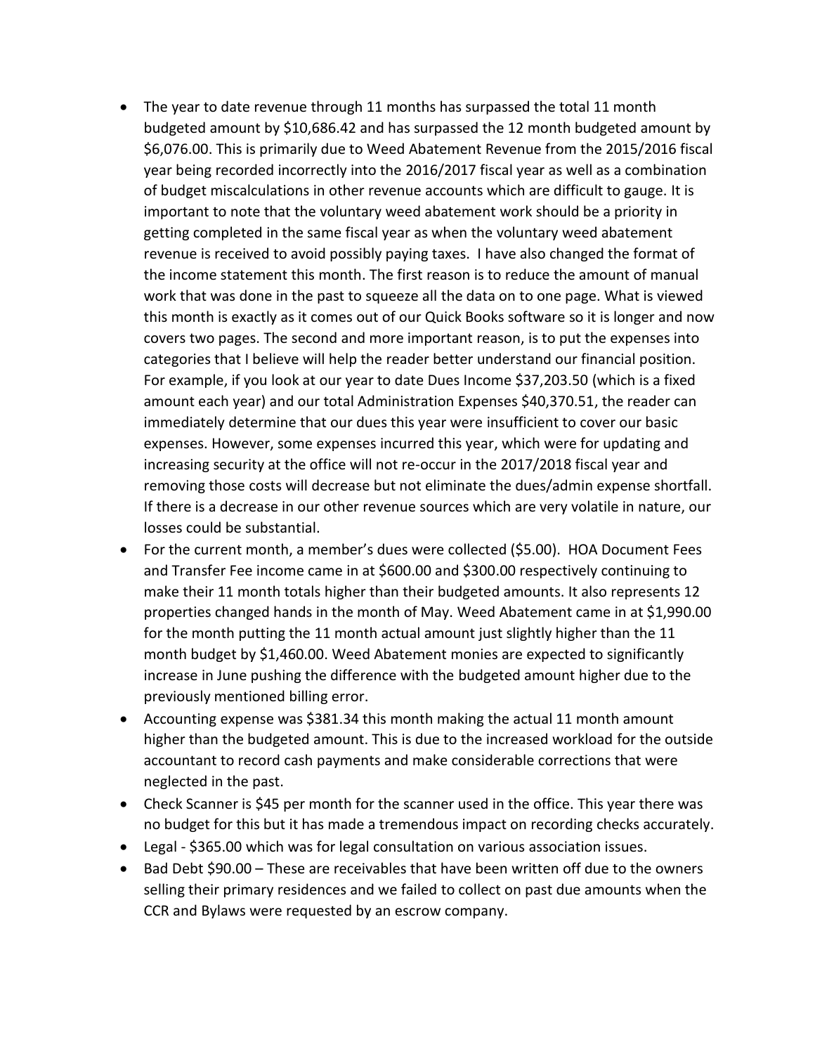- The year to date revenue through 11 months has surpassed the total 11 month budgeted amount by $10,686.42 and has surpassed the 12 month budgeted amount by $6,076.00. This is primarily due to Weed Abatement Revenue from the 2015/2016 fiscal year being recorded incorrectly into the 2016/2017 fiscal year as well as a combination of budget miscalculations in other revenue accounts which are difficult to gauge. It is important to note that the voluntary weed abatement work should be a priority in getting completed in the same fiscal year as when the voluntary weed abatement revenue is received to avoid possibly paying taxes. I have also changed the format of the income statement this month. The first reason is to reduce the amount of manual work that was done in the past to squeeze all the data on to one page. What is viewed this month is exactly as it comes out of our Quick Books software so it is longer and now covers two pages. The second and more important reason, is to put the expenses into categories that I believe will help the reader better understand our financial position. For example, if you look at our year to date Dues Income $37,203.50 (which is a fixed amount each year) and our total Administration Expenses $40,370.51, the reader can immediately determine that our dues this year were insufficient to cover our basic expenses. However, some expenses incurred this year, which were for updating and increasing security at the office will not re-occur in the 2017/2018 fiscal year and removing those costs will decrease but not eliminate the dues/admin expense shortfall. If there is a decrease in our other revenue sources which are very volatile in nature, our losses could be substantial.
- For the current month, a member's dues were collected ($5.00). HOA Document Fees and Transfer Fee income came in at $600.00 and $300.00 respectively continuing to make their 11 month totals higher than their budgeted amounts. It also represents 12 properties changed hands in the month of May. Weed Abatement came in at $1,990.00 for the month putting the 11 month actual amount just slightly higher than the 11 month budget by $1,460.00. Weed Abatement monies are expected to significantly increase in June pushing the difference with the budgeted amount higher due to the previously mentioned billing error.
- Accounting expense was $381.34 this month making the actual 11 month amount higher than the budgeted amount. This is due to the increased workload for the outside accountant to record cash payments and make considerable corrections that were neglected in the past.
- Check Scanner is $45 per month for the scanner used in the office. This year there was no budget for this but it has made a tremendous impact on recording checks accurately.
- Legal - $365.00 which was for legal consultation on various association issues.
- Bad Debt $90.00 – These are receivables that have been written off due to the owners selling their primary residences and we failed to collect on past due amounts when the CCR and Bylaws were requested by an escrow company.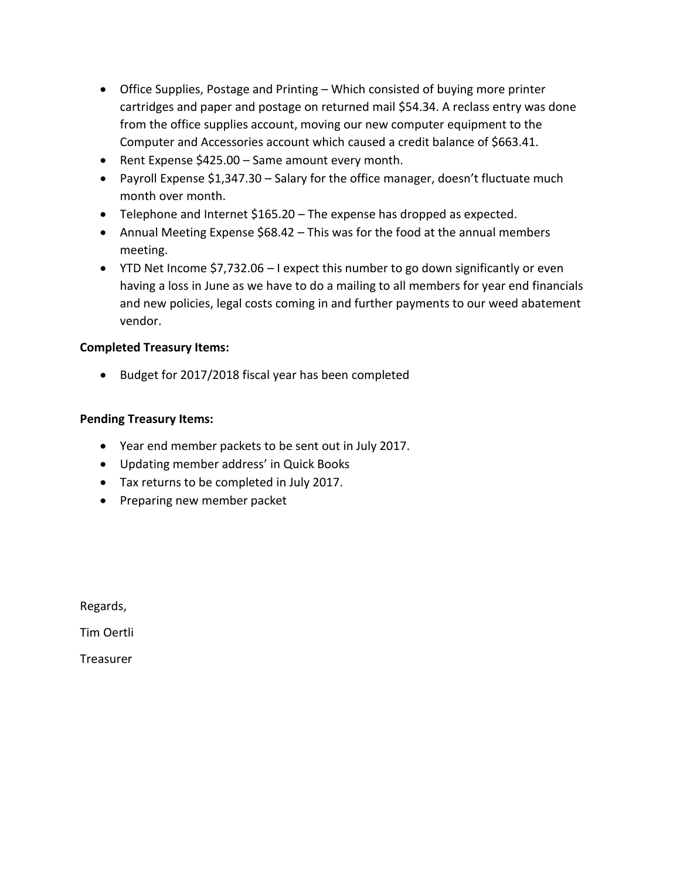- Office Supplies, Postage and Printing – Which consisted of buying more printer cartridges and paper and postage on returned mail $54.34. A reclass entry was done from the office supplies account, moving our new computer equipment to the Computer and Accessories account which caused a credit balance of $663.41.
- Rent Expense $425.00 – Same amount every month.
- Payroll Expense $1,347.30 – Salary for the office manager, doesn't fluctuate much month over month.
- Telephone and Internet $165.20 – The expense has dropped as expected.
- Annual Meeting Expense $68.42 – This was for the food at the annual members meeting.
- YTD Net Income $7,732.06 – I expect this number to go down significantly or even having a loss in June as we have to do a mailing to all members for year end financials and new policies, legal costs coming in and further payments to our weed abatement vendor.

**Completed Treasury Items:**

- Budget for 2017/2018 fiscal year has been completed

**Pending Treasury Items:**

- Year end member packets to be sent out in July 2017.
- Updating member address' in Quick Books
- Tax returns to be completed in July 2017.
- Preparing new member packet

Regards,

Tim Oertli

Treasurer